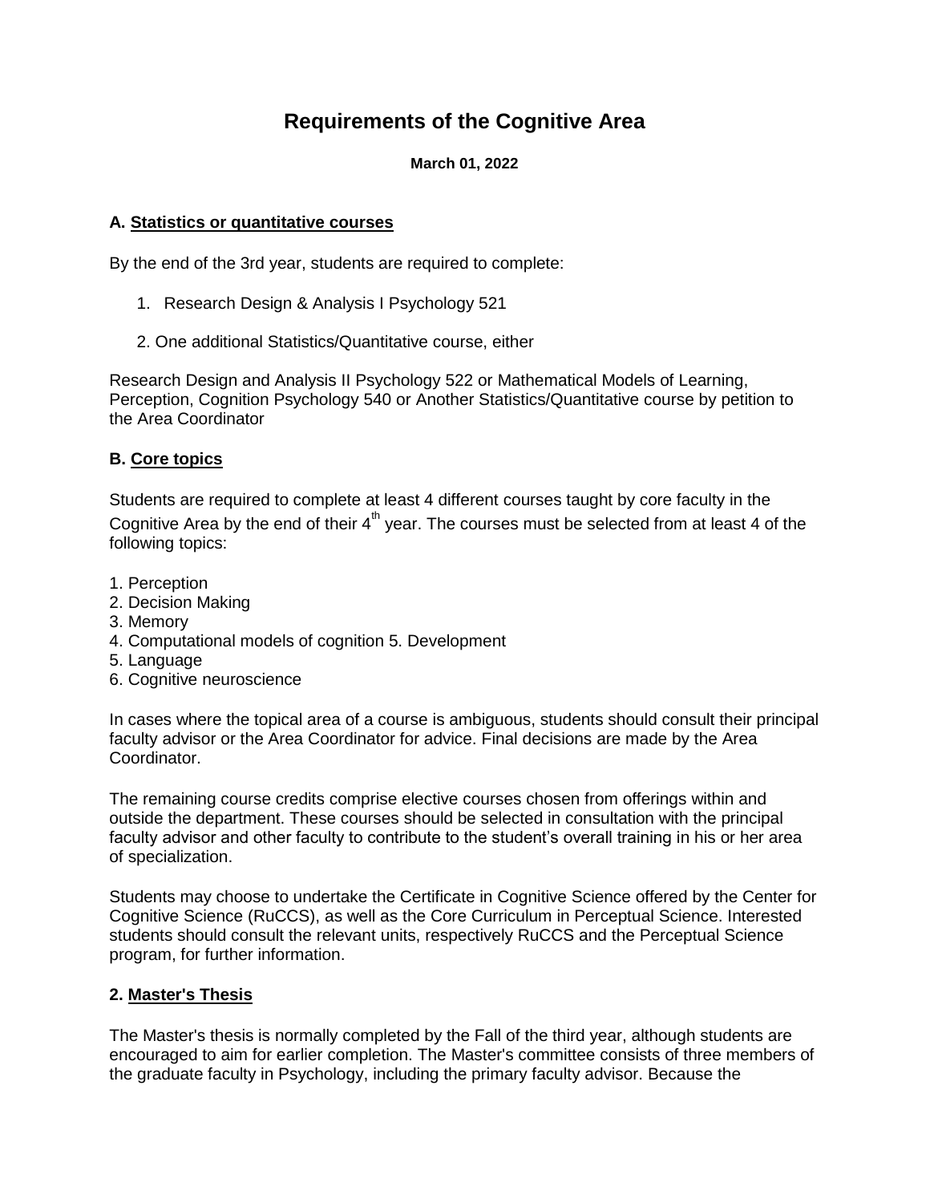# Requirements of the Cognitive Area

**March 01, 2022**

### A. <u>Statistics or quantitative courses</u>

By the end of the 3rd year, students are required to complete:

1. Research Design & Analysis I Psychology 521

2. One additional Statistics/Quantitative course, either

Research Design and Analysis II Psychology 522 or Mathematical Models of Learning, Perception, Cognition Psychology 540 or Another Statistics/Quantitative course by petition to the Area Coordinator

### B. <u>Core topics</u>

Students are required to complete at least 4 different courses taught by core faculty in the Cognitive Area by the end of their 4th year. The courses must be selected from at least 4 of the following topics:

1. Perception
2. Decision Making
3. Memory
4. Computational models of cognition 5. Development
5. Language
6. Cognitive neuroscience

In cases where the topical area of a course is ambiguous, students should consult their principal faculty advisor or the Area Coordinator for advice. Final decisions are made by the Area Coordinator.

The remaining course credits comprise elective courses chosen from offerings within and outside the department. These courses should be selected in consultation with the principal faculty advisor and other faculty to contribute to the student's overall training in his or her area of specialization.

Students may choose to undertake the Certificate in Cognitive Science offered by the Center for Cognitive Science (RuCCS), as well as the Core Curriculum in Perceptual Science. Interested students should consult the relevant units, respectively RuCCS and the Perceptual Science program, for further information.

### 2. <u>Master's Thesis</u>

The Master's thesis is normally completed by the Fall of the third year, although students are encouraged to aim for earlier completion. The Master's committee consists of three members of the graduate faculty in Psychology, including the primary faculty advisor. Because the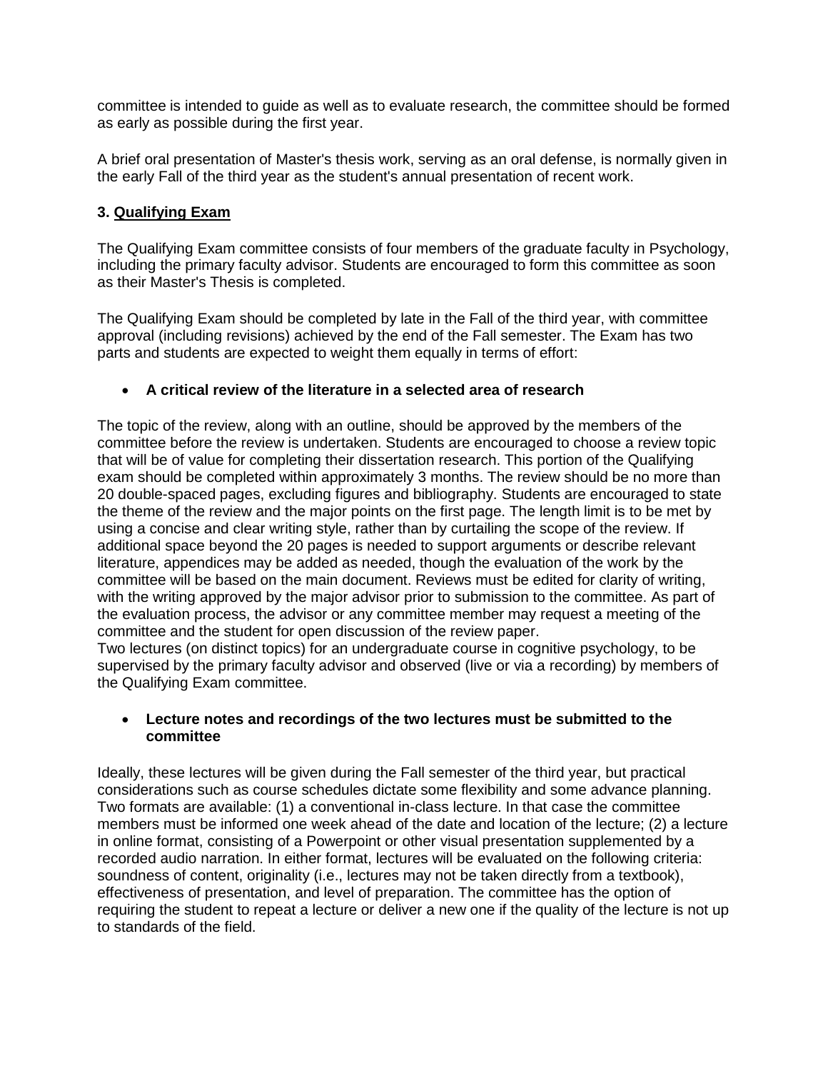committee is intended to guide as well as to evaluate research, the committee should be formed as early as possible during the first year.

A brief oral presentation of Master's thesis work, serving as an oral defense, is normally given in the early Fall of the third year as the student's annual presentation of recent work.

### 3. Qualifying Exam

The Qualifying Exam committee consists of four members of the graduate faculty in Psychology, including the primary faculty advisor. Students are encouraged to form this committee as soon as their Master's Thesis is completed.

The Qualifying Exam should be completed by late in the Fall of the third year, with committee approval (including revisions) achieved by the end of the Fall semester. The Exam has two parts and students are expected to weight them equally in terms of effort:

- **A critical review of the literature in a selected area of research**

The topic of the review, along with an outline, should be approved by the members of the committee before the review is undertaken. Students are encouraged to choose a review topic that will be of value for completing their dissertation research. This portion of the Qualifying exam should be completed within approximately 3 months. The review should be no more than 20 double-spaced pages, excluding figures and bibliography. Students are encouraged to state the theme of the review and the major points on the first page. The length limit is to be met by using a concise and clear writing style, rather than by curtailing the scope of the review. If additional space beyond the 20 pages is needed to support arguments or describe relevant literature, appendices may be added as needed, though the evaluation of the work by the committee will be based on the main document. Reviews must be edited for clarity of writing, with the writing approved by the major advisor prior to submission to the committee. As part of the evaluation process, the advisor or any committee member may request a meeting of the committee and the student for open discussion of the review paper.
Two lectures (on distinct topics) for an undergraduate course in cognitive psychology, to be supervised by the primary faculty advisor and observed (live or via a recording) by members of the Qualifying Exam committee.

- **Lecture notes and recordings of the two lectures must be submitted to the committee**

Ideally, these lectures will be given during the Fall semester of the third year, but practical considerations such as course schedules dictate some flexibility and some advance planning. Two formats are available: (1) a conventional in-class lecture. In that case the committee members must be informed one week ahead of the date and location of the lecture; (2) a lecture in online format, consisting of a Powerpoint or other visual presentation supplemented by a recorded audio narration. In either format, lectures will be evaluated on the following criteria: soundness of content, originality (i.e., lectures may not be taken directly from a textbook), effectiveness of presentation, and level of preparation. The committee has the option of requiring the student to repeat a lecture or deliver a new one if the quality of the lecture is not up to standards of the field.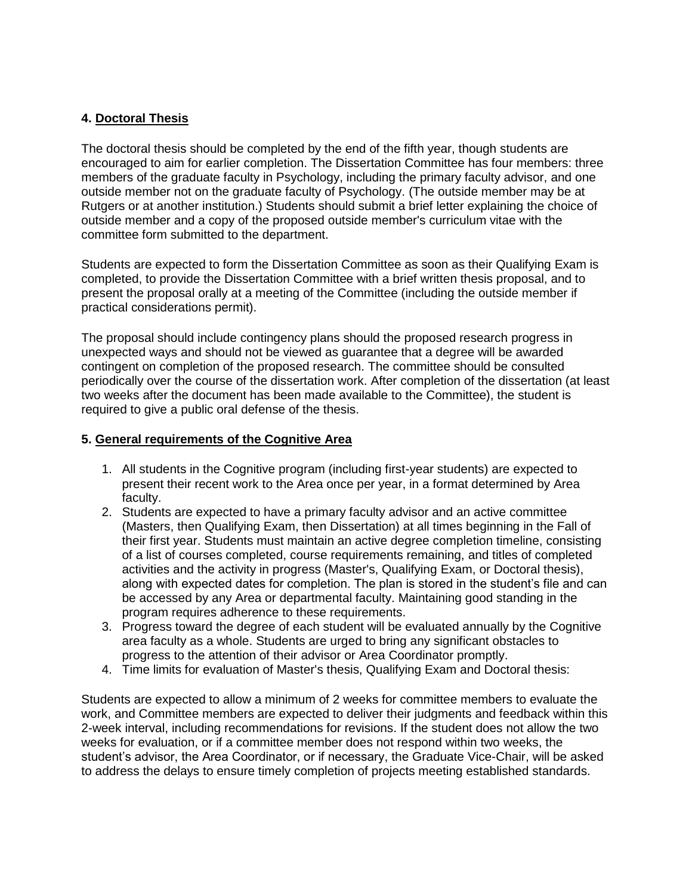## 4. Doctoral Thesis

The doctoral thesis should be completed by the end of the fifth year, though students are encouraged to aim for earlier completion. The Dissertation Committee has four members: three members of the graduate faculty in Psychology, including the primary faculty advisor, and one outside member not on the graduate faculty of Psychology. (The outside member may be at Rutgers or at another institution.) Students should submit a brief letter explaining the choice of outside member and a copy of the proposed outside member's curriculum vitae with the committee form submitted to the department.

Students are expected to form the Dissertation Committee as soon as their Qualifying Exam is completed, to provide the Dissertation Committee with a brief written thesis proposal, and to present the proposal orally at a meeting of the Committee (including the outside member if practical considerations permit).

The proposal should include contingency plans should the proposed research progress in unexpected ways and should not be viewed as guarantee that a degree will be awarded contingent on completion of the proposed research. The committee should be consulted periodically over the course of the dissertation work. After completion of the dissertation (at least two weeks after the document has been made available to the Committee), the student is required to give a public oral defense of the thesis.

## 5. General requirements of the Cognitive Area

1. All students in the Cognitive program (including first-year students) are expected to present their recent work to the Area once per year, in a format determined by Area faculty.
2. Students are expected to have a primary faculty advisor and an active committee (Masters, then Qualifying Exam, then Dissertation) at all times beginning in the Fall of their first year. Students must maintain an active degree completion timeline, consisting of a list of courses completed, course requirements remaining, and titles of completed activities and the activity in progress (Master's, Qualifying Exam, or Doctoral thesis), along with expected dates for completion. The plan is stored in the student's file and can be accessed by any Area or departmental faculty. Maintaining good standing in the program requires adherence to these requirements.
3. Progress toward the degree of each student will be evaluated annually by the Cognitive area faculty as a whole. Students are urged to bring any significant obstacles to progress to the attention of their advisor or Area Coordinator promptly.
4. Time limits for evaluation of Master's thesis, Qualifying Exam and Doctoral thesis:

Students are expected to allow a minimum of 2 weeks for committee members to evaluate the work, and Committee members are expected to deliver their judgments and feedback within this 2-week interval, including recommendations for revisions. If the student does not allow the two weeks for evaluation, or if a committee member does not respond within two weeks, the student's advisor, the Area Coordinator, or if necessary, the Graduate Vice-Chair, will be asked to address the delays to ensure timely completion of projects meeting established standards.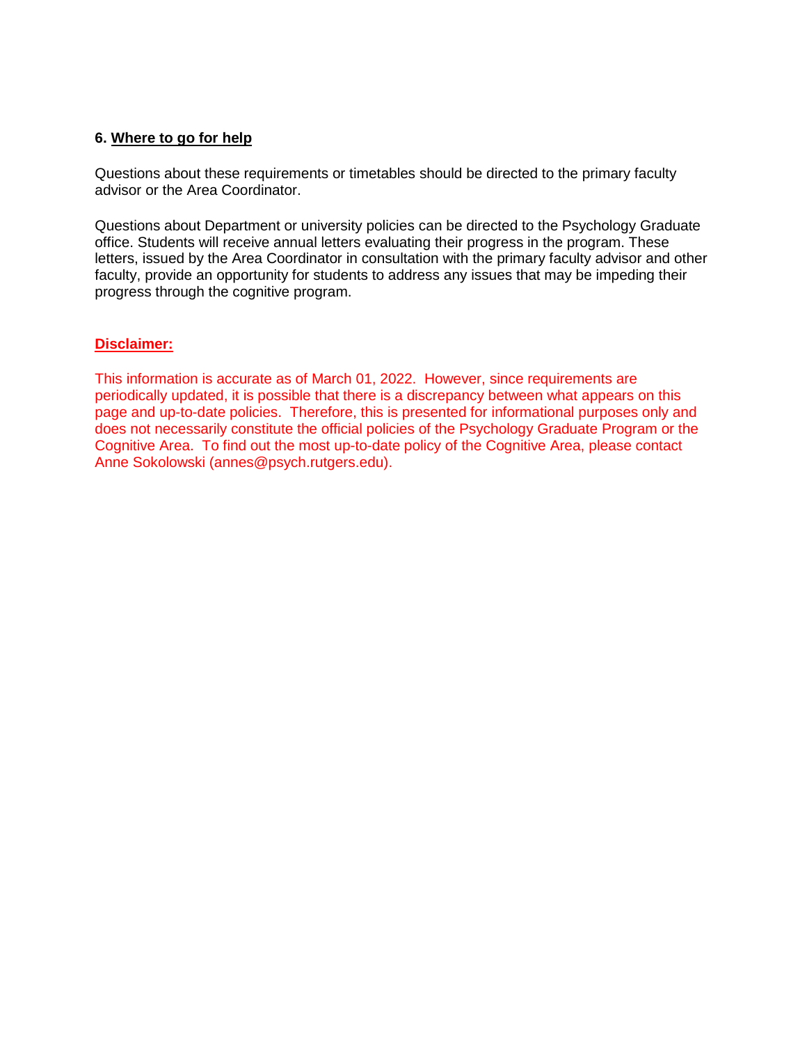**6. Where to go for help**

Questions about these requirements or timetables should be directed to the primary faculty advisor or the Area Coordinator.

Questions about Department or university policies can be directed to the Psychology Graduate office. Students will receive annual letters evaluating their progress in the program. These letters, issued by the Area Coordinator in consultation with the primary faculty advisor and other faculty, provide an opportunity for students to address any issues that may be impeding their progress through the cognitive program.

**Disclaimer:**

This information is accurate as of March 01, 2022. However, since requirements are periodically updated, it is possible that there is a discrepancy between what appears on this page and up-to-date policies. Therefore, this is presented for informational purposes only and does not necessarily constitute the official policies of the Psychology Graduate Program or the Cognitive Area. To find out the most up-to-date policy of the Cognitive Area, please contact Anne Sokolowski (annes@psych.rutgers.edu).